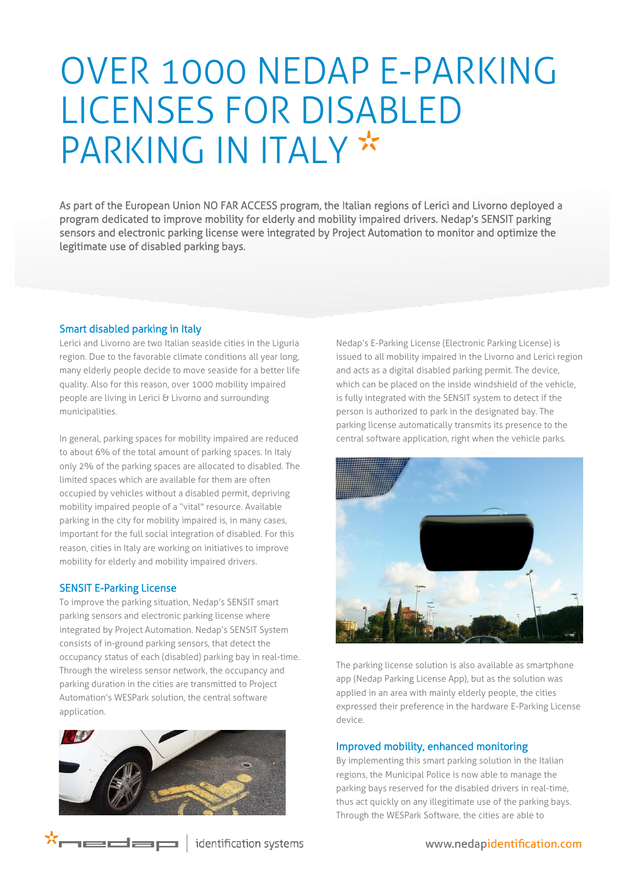# OVER 1000 NEDAP E-PARKING LICENSES FOR DISABLED PARKING IN ITALY

As part of the European Union NO FAR ACCESS program, the Italian regions of Lerici and Livorno deployed a program dedicated to improve mobility for elderly and mobility impaired drivers. Nedap's SENSIT parking sensors and electronic parking license were integrated by Project Automation to monitor and optimize the legitimate use of disabled parking bays.

## Smart disabled parking in Italy

Lerici and Livorno are two Italian seaside cities in the Liguria region. Due to the favorable climate conditions all year long, many elderly people decide to move seaside for a better life quality. Also for this reason, over 1000 mobility impaired people are living in Lerici & Livorno and surrounding municipalities.

In general, parking spaces for mobility impaired are reduced to about 6% of the total amount of parking spaces. In Italy only 2% of the parking spaces are allocated to disabled. The limited spaces which are available for them are often occupied by vehicles without a disabled permit, depriving mobility impaired people of a "vital" resource. Available parking in the city for mobility impaired is, in many cases, important for the full social integration of disabled. For this reason, cities in Italy are working on initiatives to improve mobility for elderly and mobility impaired drivers.

## SENSIT E-Parking License

To improve the parking situation, Nedap's SENSIT smart parking sensors and electronic parking license where integrated by Project Automation. Nedap's SENSIT System consists of in-ground parking sensors, that detect the occupancy status of each (disabled) parking bay in real-time. Through the wireless sensor network, the occupancy and parking duration in the cities are transmitted to Project Automation's WESPark solution, the central software application.

Nedap's E-Parking License (Electronic Parking License) is issued to all mobility impaired in the Livorno and Lerici region and acts as a digital disabled parking permit. The device, which can be placed on the inside windshield of the vehicle, is fully integrated with the SENSIT system to detect if the person is authorized to park in the designated bay. The parking license automatically transmits its presence to the central software application, right when the vehicle parks.

The parking license solution is also available as smartphone app (Nedap Parking License App), but as the solution was applied in an area with mainly elderly people, the cities expressed their preference in the hardware E-Parking License device.

## Improved mobility, enhanced monitoring

By implementing this smart parking solution in the Italian regions, the Municipal Police is now able to manage the parking bays reserved for the disabled drivers in real-time, thus act quickly on any illegitimate use of the parking bays. Through the WESPark Software, the cities are able to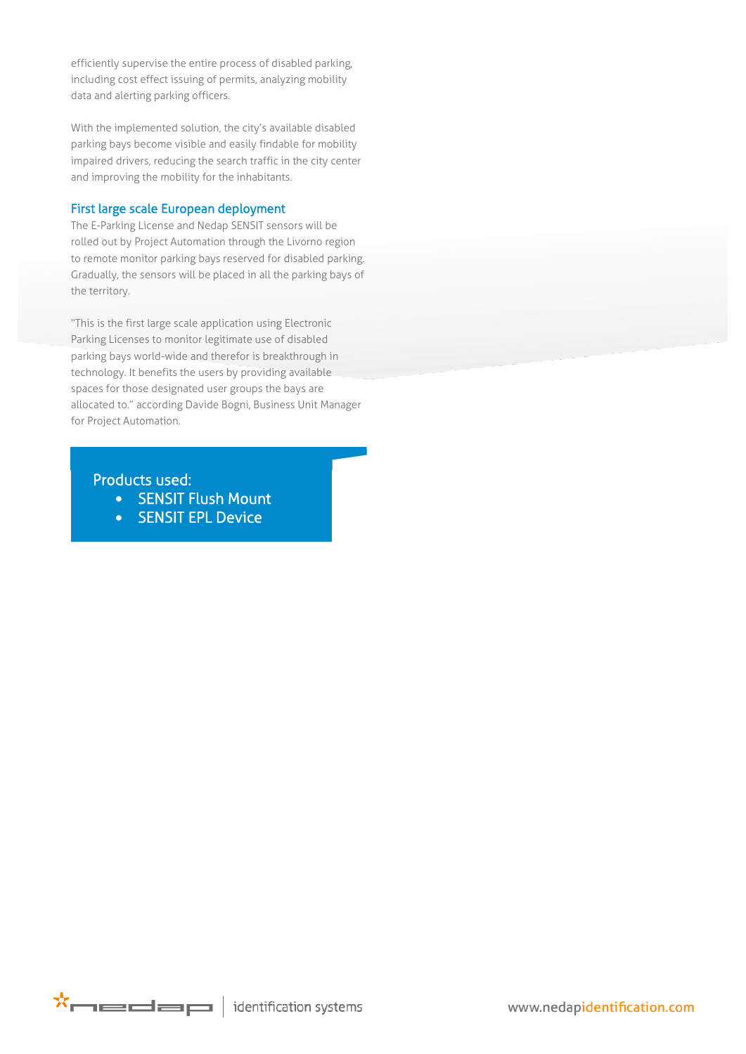efficiently supervise the entire process of disabled parking, including cost effect issuing of permits, analyzing mobility data and alerting parking officers.

With the implemented solution, the city's available disabled parking bays become visible and easily findable for mobility impaired drivers, reducing the search traffic in the city center and improving the mobility for the inhabitants.

## First large scale European deployment

The E-Parking License and Nedap SENSIT sensors will be rolled out by Project Automation through the Livorno region to remote monitor parking bays reserved for disabled parking. Gradually, the sensors will be placed in all the parking bays of the territory.

"This is the first large scale application using Electronic Parking Licenses to monitor legitimate use of disabled parking bays world-wide and therefor is breakthrough in technology. It benefits the users by providing available spaces for those designated user groups the bays are allocated to." according Davide Bogni, Business Unit Manager for Project Automation.

Products used:

- SENSIT Flush Mount
- SENSIT EPL Device